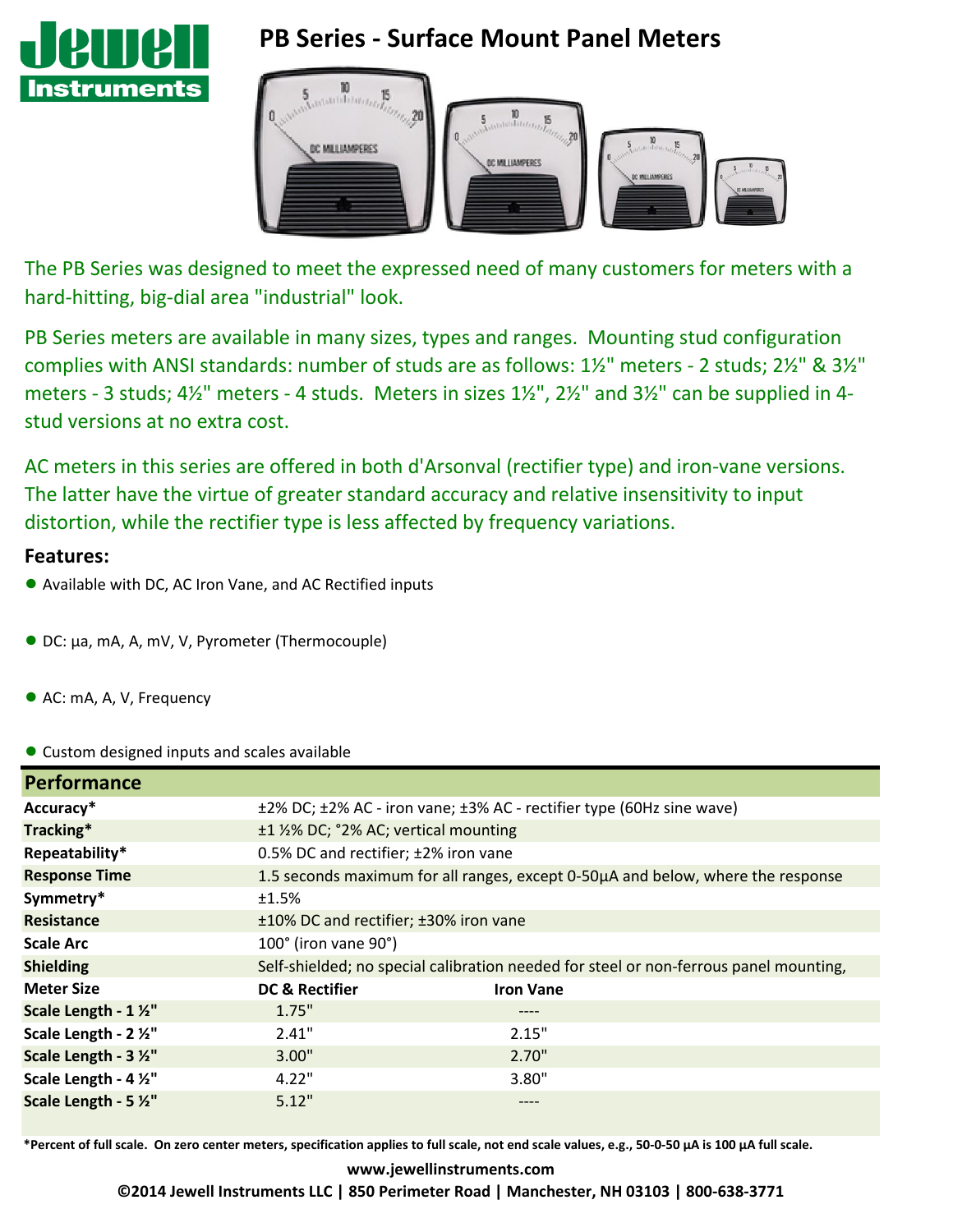# PB Series - Surface Mount Panel Meters

The PB Series was designed to meet the expressed need of many customers for meters with a hard-hitting, big-dial area "industrial" look.

PB Series meters are available in many sizes, types and ranges. Mounting stud configuration complies with ANSI standards: number of studs are as follows: 1½" meters - 2 studs; 2½" & 3½" meters - 3 studs; 4½" meters - 4 studs. Meters in sizes 1½", 2½" and 3½" can be supplied in 4-stud versions at no extra cost.

AC meters in this series are offered in both d'Arsonval (rectifier type) and iron-vane versions. The latter have the virtue of greater standard accuracy and relative insensitivity to input distortion, while the rectifier type is less affected by frequency variations.

## Features:

- Available with DC, AC Iron Vane, and AC Rectified inputs
- DC: µa, mA, A, mV, V, Pyrometer (Thermocouple)
- AC: mA, A, V, Frequency
- Custom designed inputs and scales available

## Performance

| | | |
|---|---|---|
| **Accuracy*** | ±2% DC; ±2% AC - iron vane; ±3% AC - rectifier type (60Hz sine wave) | |
| **Tracking*** | ±1 ½% DC; °2% AC; vertical mounting | |
| **Repeatability*** | 0.5% DC and rectifier; ±2% iron vane | |
| **Response Time** | 1.5 seconds maximum for all ranges, except 0-50µA and below, where the response | |
| **Symmetry*** | ±1.5% | |
| **Resistance** | ±10% DC and rectifier; ±30% iron vane | |
| **Scale Arc** | 100° (iron vane 90°) | |
| **Shielding** | Self-shielded; no special calibration needed for steel or non-ferrous panel mounting, | |
| **Meter Size** | **DC & Rectifier** | **Iron Vane** |
| **Scale Length - 1 ½"** | 1.75" | ---- |
| **Scale Length - 2 ½"** | 2.41" | 2.15" |
| **Scale Length - 3 ½"** | 3.00" | 2.70" |
| **Scale Length - 4 ½"** | 4.22" | 3.80" |
| **Scale Length - 5 ½"** | 5.12" | ---- |

**\*Percent of full scale. On zero center meters, specification applies to full scale, not end scale values, e.g., 50-0-50 µA is 100 µA full scale.**

**www.jewellinstruments.com**

**©2014 Jewell Instruments LLC | 850 Perimeter Road | Manchester, NH 03103 | 800-638-3771**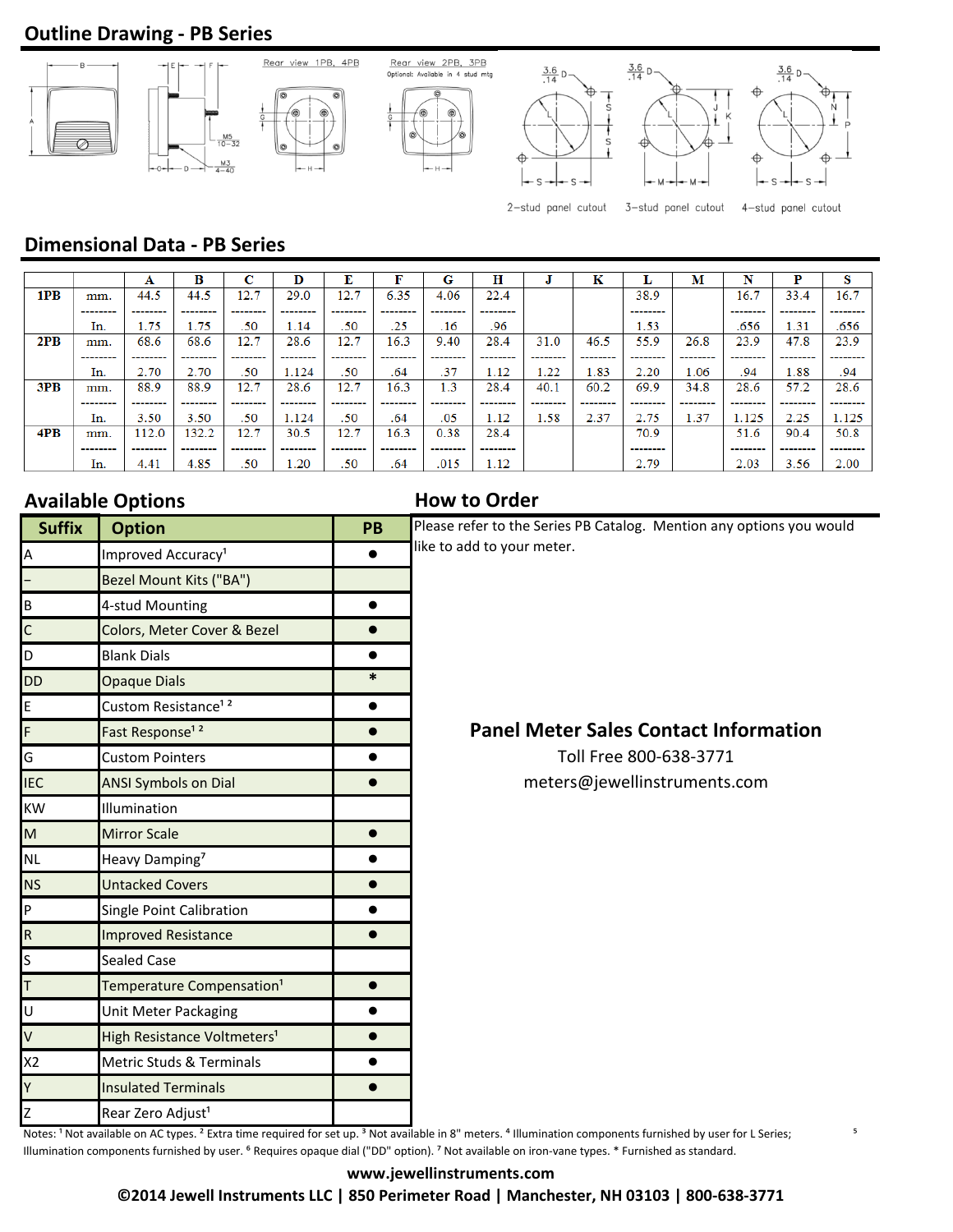## Outline Drawing - PB Series

Rear view 1PB, 4PB

Rear view 2PB, 3PB
Optional: Available in 4 stud mtg

2–stud panel cutout

3–stud panel cutout

4–stud panel cutout

## Dimensional Data - PB Series

| | | A | B | C | D | E | F | G | H | J | K | L | M | N | P | S |
|---|---|---|---|---|---|---|---|---|---|---|---|---|---|---|---|---|
| 1PB | mm. | 44.5 | 44.5 | 12.7 | 29.0 | 12.7 | 6.35 | 4.06 | 22.4 | | | 38.9 | | 16.7 | 33.4 | 16.7 |
| | In. | 1.75 | 1.75 | .50 | 1.14 | .50 | .25 | .16 | .96 | | | 1.53 | | .656 | 1.31 | .656 |
| 2PB | mm. | 68.6 | 68.6 | 12.7 | 28.6 | 12.7 | 16.3 | 9.40 | 28.4 | 31.0 | 46.5 | 55.9 | 26.8 | 23.9 | 47.8 | 23.9 |
| | In. | 2.70 | 2.70 | .50 | 1.124 | .50 | .64 | .37 | 1.12 | 1.22 | 1.83 | 2.20 | 1.06 | .94 | 1.88 | .94 |
| 3PB | mm. | 88.9 | 88.9 | 12.7 | 28.6 | 12.7 | 16.3 | 1.3 | 28.4 | 40.1 | 60.2 | 69.9 | 34.8 | 28.6 | 57.2 | 28.6 |
| | In. | 3.50 | 3.50 | .50 | 1.124 | .50 | .64 | .05 | 1.12 | 1.58 | 2.37 | 2.75 | 1.37 | 1.125 | 2.25 | 1.125 |
| 4PB | mm. | 112.0 | 132.2 | 12.7 | 30.5 | 12.7 | 16.3 | 0.38 | 28.4 | | | 70.9 | | 51.6 | 90.4 | 50.8 |
| | In. | 4.41 | 4.85 | .50 | 1.20 | .50 | .64 | .015 | 1.12 | | | 2.79 | | 2.03 | 3.56 | 2.00 |

## Available Options

| Suffix | Option | PB |
|---|---|---|
| A | Improved Accuracy[1] | ● |
| – | Bezel Mount Kits ("BA") | |
| B | 4-stud Mounting | ● |
| C | Colors, Meter Cover & Bezel | ● |
| D | Blank Dials | ● |
| DD | Opaque Dials | * |
| E | Custom Resistance[1 2] | ● |
| F | Fast Response[1 2] | ● |
| G | Custom Pointers | ● |
| IEC | ANSI Symbols on Dial | ● |
| KW | Illumination | |
| M | Mirror Scale | ● |
| NL | Heavy Damping[7] | ● |
| NS | Untacked Covers | ● |
| P | Single Point Calibration | ● |
| R | Improved Resistance | ● |
| S | Sealed Case | |
| T | Temperature Compensation[1] | ● |
| U | Unit Meter Packaging | ● |
| V | High Resistance Voltmeters[1] | ● |
| X2 | Metric Studs & Terminals | ● |
| Y | Insulated Terminals | ● |
| Z | Rear Zero Adjust[1] | |

## How to Order

Please refer to the Series PB Catalog. Mention any options you would like to add to your meter.

**Panel Meter Sales Contact Information**

Toll Free 800-638-3771

meters@jewellinstruments.com

Notes: [1] Not available on AC types. [2] Extra time required for set up. [3] Not available in 8" meters. [4] Illumination components furnished by user for L Series; Illumination components furnished by user. [6] Requires opaque dial ("DD" option). [7] Not available on iron-vane types. * Furnished as standard.

**www.jewellinstruments.com**

**©2014 Jewell Instruments LLC | 850 Perimeter Road | Manchester, NH 03103 | 800-638-3771**